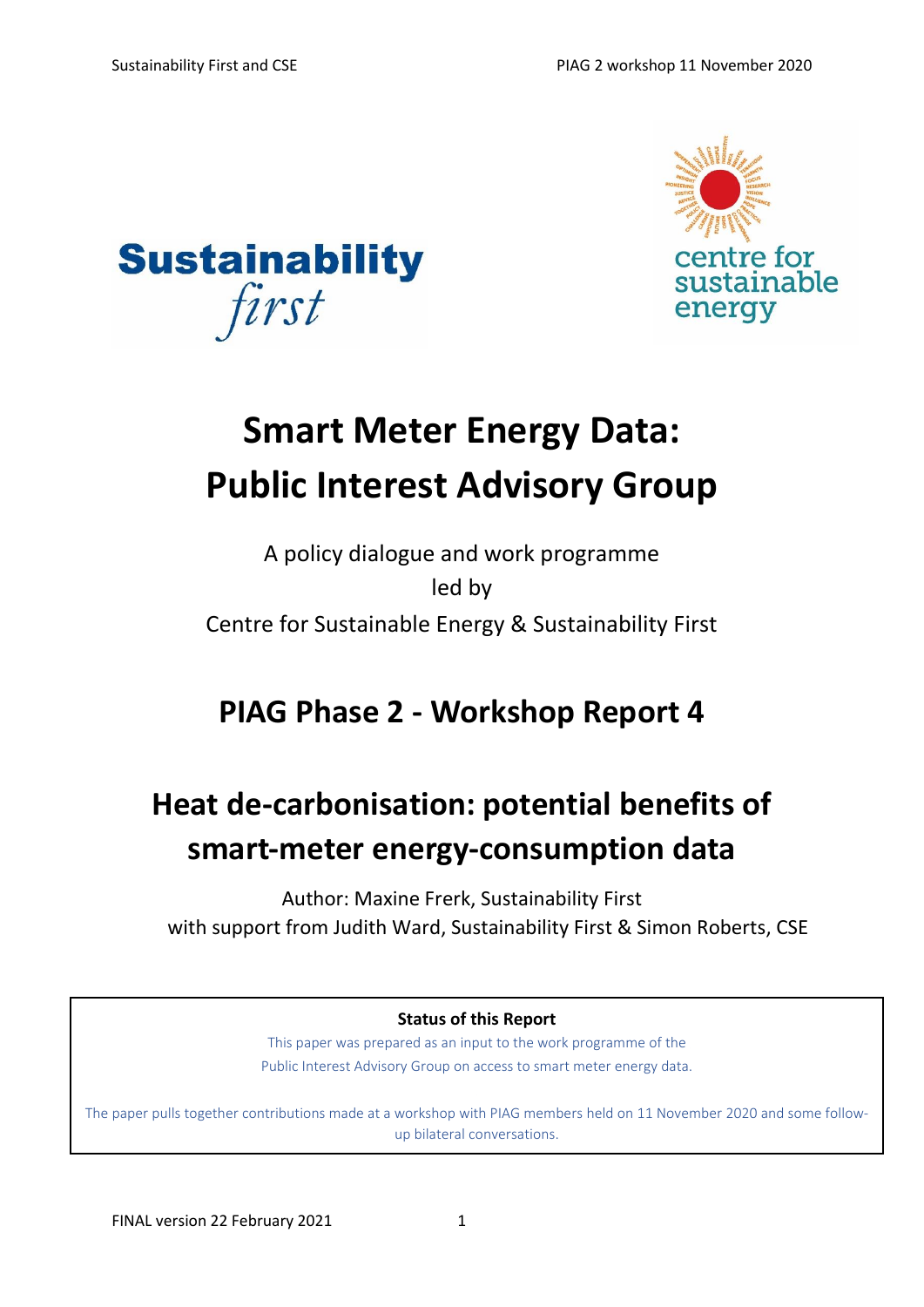# Smart Meter Energy Data: Public Interest Advisory Group

A policy dialogue and work programme
led by
Centre for Sustainable Energy & Sustainability First

## PIAG Phase 2 - Workshop Report 4

## Heat de-carbonisation: potential benefits of smart-meter energy-consumption data

Author: Maxine Frerk, Sustainability First
with support from Judith Ward, Sustainability First & Simon Roberts, CSE

**Status of this Report**

This paper was prepared as an input to the work programme of the Public Interest Advisory Group on access to smart meter energy data.

The paper pulls together contributions made at a workshop with PIAG members held on 11 November 2020 and some follow-up bilateral conversations.

FINAL version 22 February 2021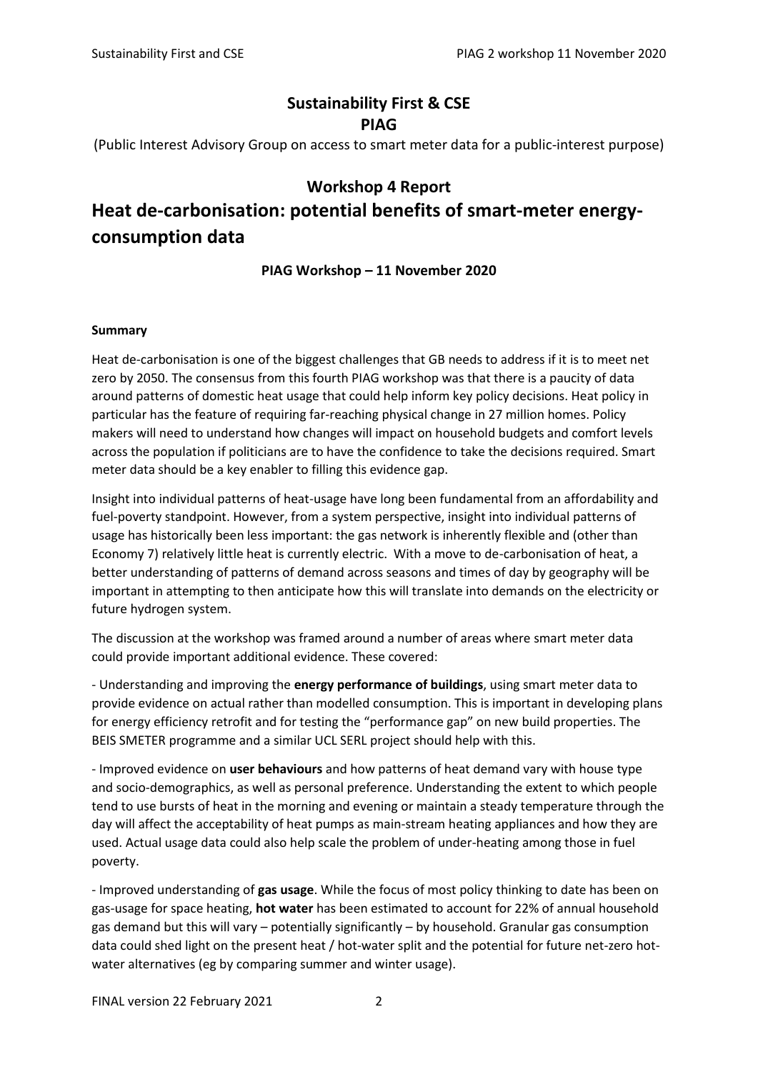**Sustainability First & CSE**
**PIAG**

(Public Interest Advisory Group on access to smart meter data for a public-interest purpose)

## Workshop 4 Report

# Heat de-carbonisation: potential benefits of smart-meter energy-consumption data

**PIAG Workshop – 11 November 2020**

**Summary**

Heat de-carbonisation is one of the biggest challenges that GB needs to address if it is to meet net zero by 2050. The consensus from this fourth PIAG workshop was that there is a paucity of data around patterns of domestic heat usage that could help inform key policy decisions. Heat policy in particular has the feature of requiring far-reaching physical change in 27 million homes. Policy makers will need to understand how changes will impact on household budgets and comfort levels across the population if politicians are to have the confidence to take the decisions required. Smart meter data should be a key enabler to filling this evidence gap.

Insight into individual patterns of heat-usage have long been fundamental from an affordability and fuel-poverty standpoint. However, from a system perspective, insight into individual patterns of usage has historically been less important: the gas network is inherently flexible and (other than Economy 7) relatively little heat is currently electric. With a move to de-carbonisation of heat, a better understanding of patterns of demand across seasons and times of day by geography will be important in attempting to then anticipate how this will translate into demands on the electricity or future hydrogen system.

The discussion at the workshop was framed around a number of areas where smart meter data could provide important additional evidence. These covered:

- Understanding and improving the **energy performance of buildings**, using smart meter data to provide evidence on actual rather than modelled consumption. This is important in developing plans for energy efficiency retrofit and for testing the "performance gap" on new build properties. The BEIS SMETER programme and a similar UCL SERL project should help with this.

- Improved evidence on **user behaviours** and how patterns of heat demand vary with house type and socio-demographics, as well as personal preference. Understanding the extent to which people tend to use bursts of heat in the morning and evening or maintain a steady temperature through the day will affect the acceptability of heat pumps as main-stream heating appliances and how they are used. Actual usage data could also help scale the problem of under-heating among those in fuel poverty.

- Improved understanding of **gas usage**. While the focus of most policy thinking to date has been on gas-usage for space heating, **hot water** has been estimated to account for 22% of annual household gas demand but this will vary – potentially significantly – by household. Granular gas consumption data could shed light on the present heat / hot-water split and the potential for future net-zero hot-water alternatives (eg by comparing summer and winter usage).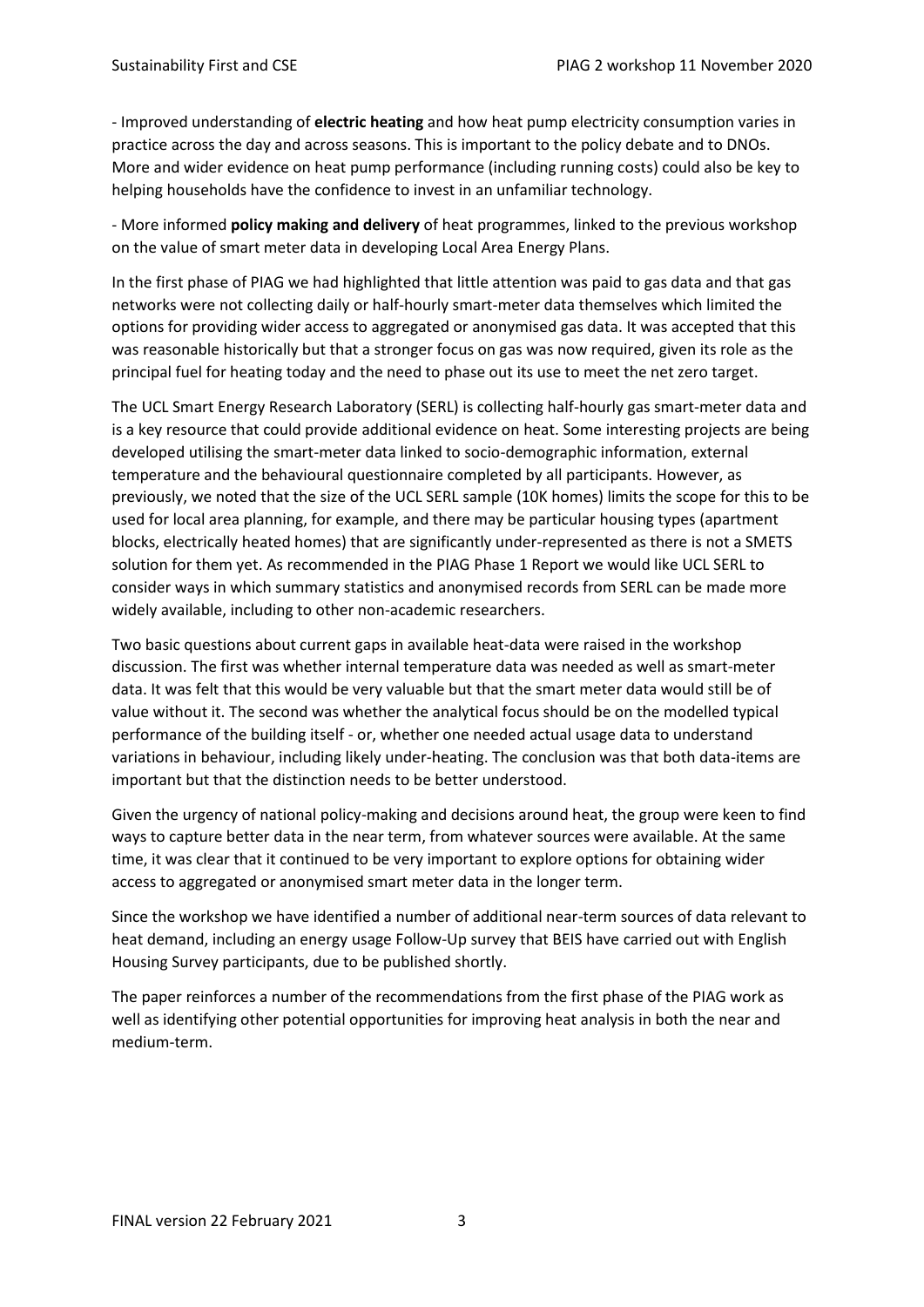- Improved understanding of **electric heating** and how heat pump electricity consumption varies in practice across the day and across seasons. This is important to the policy debate and to DNOs. More and wider evidence on heat pump performance (including running costs) could also be key to helping households have the confidence to invest in an unfamiliar technology.

- More informed **policy making and delivery** of heat programmes, linked to the previous workshop on the value of smart meter data in developing Local Area Energy Plans.

In the first phase of PIAG we had highlighted that little attention was paid to gas data and that gas networks were not collecting daily or half-hourly smart-meter data themselves which limited the options for providing wider access to aggregated or anonymised gas data. It was accepted that this was reasonable historically but that a stronger focus on gas was now required, given its role as the principal fuel for heating today and the need to phase out its use to meet the net zero target.

The UCL Smart Energy Research Laboratory (SERL) is collecting half-hourly gas smart-meter data and is a key resource that could provide additional evidence on heat. Some interesting projects are being developed utilising the smart-meter data linked to socio-demographic information, external temperature and the behavioural questionnaire completed by all participants. However, as previously, we noted that the size of the UCL SERL sample (10K homes) limits the scope for this to be used for local area planning, for example, and there may be particular housing types (apartment blocks, electrically heated homes) that are significantly under-represented as there is not a SMETS solution for them yet. As recommended in the PIAG Phase 1 Report we would like UCL SERL to consider ways in which summary statistics and anonymised records from SERL can be made more widely available, including to other non-academic researchers.

Two basic questions about current gaps in available heat-data were raised in the workshop discussion. The first was whether internal temperature data was needed as well as smart-meter data. It was felt that this would be very valuable but that the smart meter data would still be of value without it. The second was whether the analytical focus should be on the modelled typical performance of the building itself - or, whether one needed actual usage data to understand variations in behaviour, including likely under-heating. The conclusion was that both data-items are important but that the distinction needs to be better understood.

Given the urgency of national policy-making and decisions around heat, the group were keen to find ways to capture better data in the near term, from whatever sources were available. At the same time, it was clear that it continued to be very important to explore options for obtaining wider access to aggregated or anonymised smart meter data in the longer term.

Since the workshop we have identified a number of additional near-term sources of data relevant to heat demand, including an energy usage Follow-Up survey that BEIS have carried out with English Housing Survey participants, due to be published shortly.

The paper reinforces a number of the recommendations from the first phase of the PIAG work as well as identifying other potential opportunities for improving heat analysis in both the near and medium-term.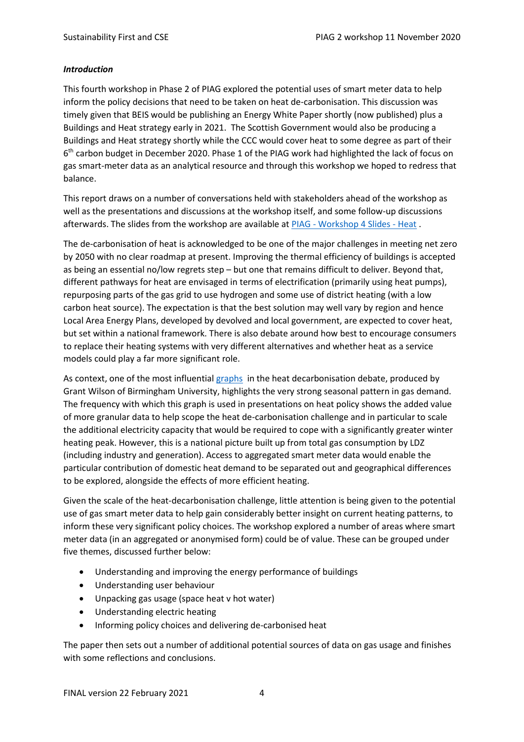***Introduction***

This fourth workshop in Phase 2 of PIAG explored the potential uses of smart meter data to help inform the policy decisions that need to be taken on heat de-carbonisation. This discussion was timely given that BEIS would be publishing an Energy White Paper shortly (now published) plus a Buildings and Heat strategy early in 2021. The Scottish Government would also be producing a Buildings and Heat strategy shortly while the CCC would cover heat to some degree as part of their 6th carbon budget in December 2020. Phase 1 of the PIAG work had highlighted the lack of focus on gas smart-meter data as an analytical resource and through this workshop we hoped to redress that balance.

This report draws on a number of conversations held with stakeholders ahead of the workshop as well as the presentations and discussions at the workshop itself, and some follow-up discussions afterwards. The slides from the workshop are available at PIAG - Workshop 4 Slides - Heat .

The de-carbonisation of heat is acknowledged to be one of the major challenges in meeting net zero by 2050 with no clear roadmap at present. Improving the thermal efficiency of buildings is accepted as being an essential no/low regrets step – but one that remains difficult to deliver. Beyond that, different pathways for heat are envisaged in terms of electrification (primarily using heat pumps), repurposing parts of the gas grid to use hydrogen and some use of district heating (with a low carbon heat source). The expectation is that the best solution may well vary by region and hence Local Area Energy Plans, developed by devolved and local government, are expected to cover heat, but set within a national framework. There is also debate around how best to encourage consumers to replace their heating systems with very different alternatives and whether heat as a service models could play a far more significant role.

As context, one of the most influential graphs in the heat decarbonisation debate, produced by Grant Wilson of Birmingham University, highlights the very strong seasonal pattern in gas demand. The frequency with which this graph is used in presentations on heat policy shows the added value of more granular data to help scope the heat de-carbonisation challenge and in particular to scale the additional electricity capacity that would be required to cope with a significantly greater winter heating peak. However, this is a national picture built up from total gas consumption by LDZ (including industry and generation). Access to aggregated smart meter data would enable the particular contribution of domestic heat demand to be separated out and geographical differences to be explored, alongside the effects of more efficient heating.

Given the scale of the heat-decarbonisation challenge, little attention is being given to the potential use of gas smart meter data to help gain considerably better insight on current heating patterns, to inform these very significant policy choices. The workshop explored a number of areas where smart meter data (in an aggregated or anonymised form) could be of value. These can be grouped under five themes, discussed further below:

- Understanding and improving the energy performance of buildings
- Understanding user behaviour
- Unpacking gas usage (space heat v hot water)
- Understanding electric heating
- Informing policy choices and delivering de-carbonised heat

The paper then sets out a number of additional potential sources of data on gas usage and finishes with some reflections and conclusions.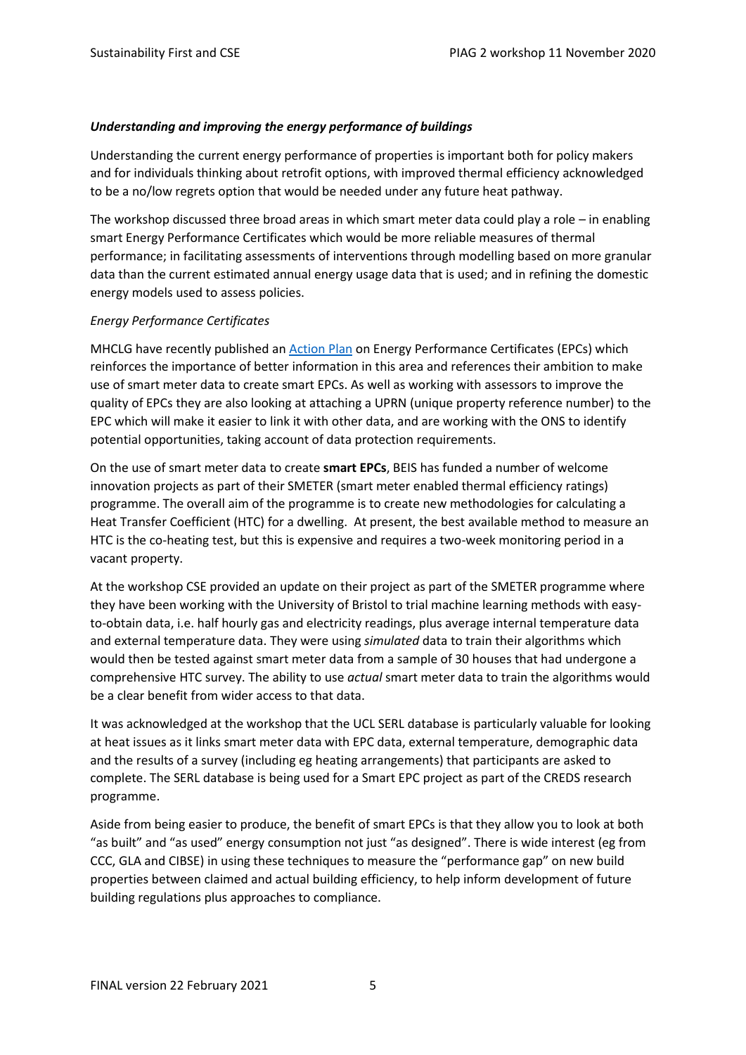### *Understanding and improving the energy performance of buildings*

Understanding the current energy performance of properties is important both for policy makers and for individuals thinking about retrofit options, with improved thermal efficiency acknowledged to be a no/low regrets option that would be needed under any future heat pathway.

The workshop discussed three broad areas in which smart meter data could play a role – in enabling smart Energy Performance Certificates which would be more reliable measures of thermal performance; in facilitating assessments of interventions through modelling based on more granular data than the current estimated annual energy usage data that is used; and in refining the domestic energy models used to assess policies.

#### *Energy Performance Certificates*

MHCLG have recently published an Action Plan on Energy Performance Certificates (EPCs) which reinforces the importance of better information in this area and references their ambition to make use of smart meter data to create smart EPCs. As well as working with assessors to improve the quality of EPCs they are also looking at attaching a UPRN (unique property reference number) to the EPC which will make it easier to link it with other data, and are working with the ONS to identify potential opportunities, taking account of data protection requirements.

On the use of smart meter data to create **smart EPCs**, BEIS has funded a number of welcome innovation projects as part of their SMETER (smart meter enabled thermal efficiency ratings) programme. The overall aim of the programme is to create new methodologies for calculating a Heat Transfer Coefficient (HTC) for a dwelling. At present, the best available method to measure an HTC is the co-heating test, but this is expensive and requires a two-week monitoring period in a vacant property.

At the workshop CSE provided an update on their project as part of the SMETER programme where they have been working with the University of Bristol to trial machine learning methods with easy-to-obtain data, i.e. half hourly gas and electricity readings, plus average internal temperature data and external temperature data. They were using *simulated* data to train their algorithms which would then be tested against smart meter data from a sample of 30 houses that had undergone a comprehensive HTC survey. The ability to use *actual* smart meter data to train the algorithms would be a clear benefit from wider access to that data.

It was acknowledged at the workshop that the UCL SERL database is particularly valuable for looking at heat issues as it links smart meter data with EPC data, external temperature, demographic data and the results of a survey (including eg heating arrangements) that participants are asked to complete. The SERL database is being used for a Smart EPC project as part of the CREDS research programme.

Aside from being easier to produce, the benefit of smart EPCs is that they allow you to look at both "as built" and "as used" energy consumption not just "as designed". There is wide interest (eg from CCC, GLA and CIBSE) in using these techniques to measure the "performance gap" on new build properties between claimed and actual building efficiency, to help inform development of future building regulations plus approaches to compliance.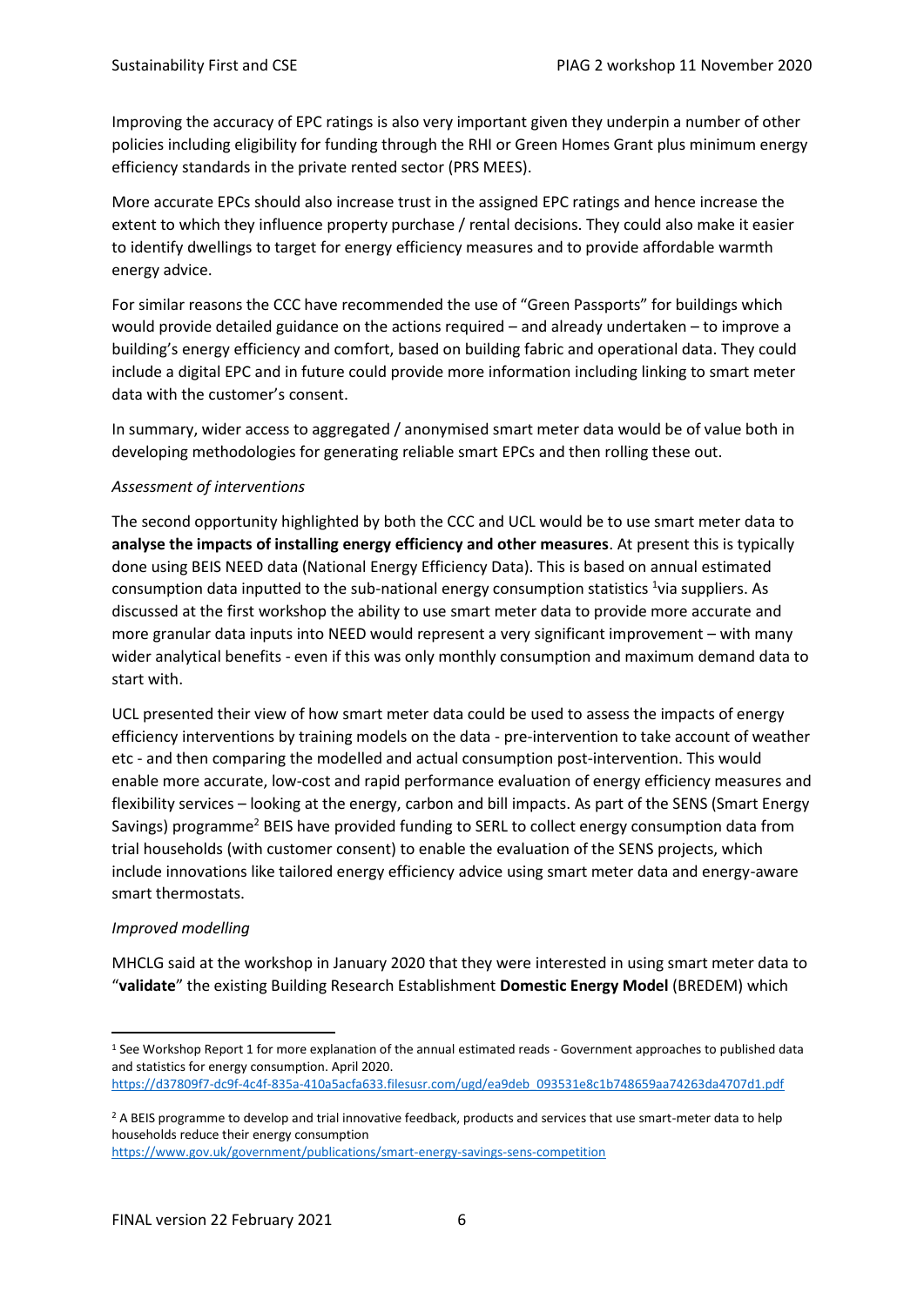Improving the accuracy of EPC ratings is also very important given they underpin a number of other policies including eligibility for funding through the RHI or Green Homes Grant plus minimum energy efficiency standards in the private rented sector (PRS MEES).

More accurate EPCs should also increase trust in the assigned EPC ratings and hence increase the extent to which they influence property purchase / rental decisions. They could also make it easier to identify dwellings to target for energy efficiency measures and to provide affordable warmth energy advice.

For similar reasons the CCC have recommended the use of "Green Passports" for buildings which would provide detailed guidance on the actions required – and already undertaken – to improve a building's energy efficiency and comfort, based on building fabric and operational data. They could include a digital EPC and in future could provide more information including linking to smart meter data with the customer's consent.

In summary, wider access to aggregated / anonymised smart meter data would be of value both in developing methodologies for generating reliable smart EPCs and then rolling these out.

*Assessment of interventions*

The second opportunity highlighted by both the CCC and UCL would be to use smart meter data to **analyse the impacts of installing energy efficiency and other measures**. At present this is typically done using BEIS NEED data (National Energy Efficiency Data). This is based on annual estimated consumption data inputted to the sub-national energy consumption statistics [1]via suppliers. As discussed at the first workshop the ability to use smart meter data to provide more accurate and more granular data inputs into NEED would represent a very significant improvement – with many wider analytical benefits - even if this was only monthly consumption and maximum demand data to start with.

UCL presented their view of how smart meter data could be used to assess the impacts of energy efficiency interventions by training models on the data - pre-intervention to take account of weather etc - and then comparing the modelled and actual consumption post-intervention. This would enable more accurate, low-cost and rapid performance evaluation of energy efficiency measures and flexibility services – looking at the energy, carbon and bill impacts. As part of the SENS (Smart Energy Savings) programme[2] BEIS have provided funding to SERL to collect energy consumption data from trial households (with customer consent) to enable the evaluation of the SENS projects, which include innovations like tailored energy efficiency advice using smart meter data and energy-aware smart thermostats.

*Improved modelling*

MHCLG said at the workshop in January 2020 that they were interested in using smart meter data to "**validate**" the existing Building Research Establishment **Domestic Energy Model** (BREDEM) which

[1] See Workshop Report 1 for more explanation of the annual estimated reads - Government approaches to published data and statistics for energy consumption. April 2020. https://d37809f7-dc9f-4c4f-835a-410a5acfa633.filesusr.com/ugd/ea9deb_093531e8c1b748659aa74263da4707d1.pdf

[2] A BEIS programme to develop and trial innovative feedback, products and services that use smart-meter data to help households reduce their energy consumption https://www.gov.uk/government/publications/smart-energy-savings-sens-competition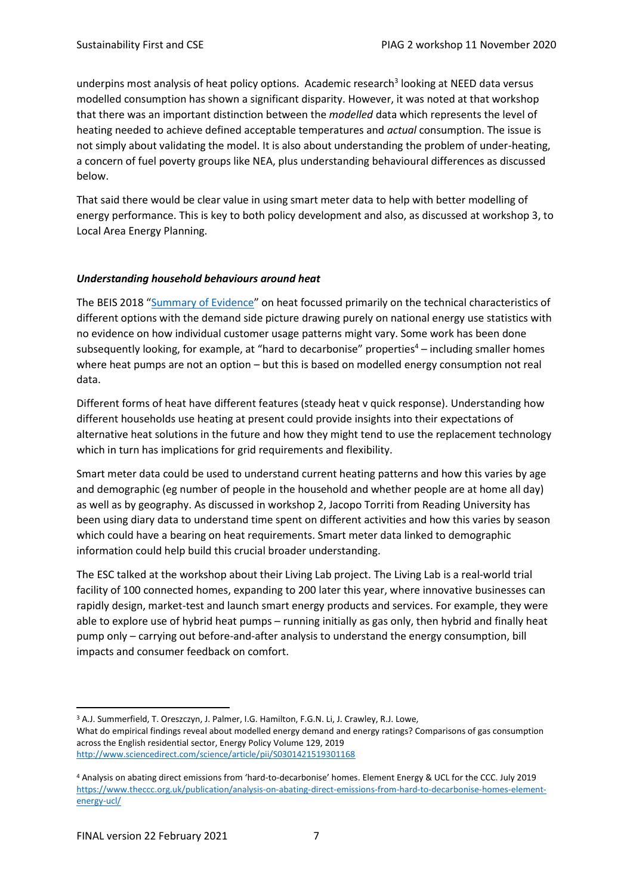underpins most analysis of heat policy options. Academic research[3] looking at NEED data versus modelled consumption has shown a significant disparity. However, it was noted at that workshop that there was an important distinction between the *modelled* data which represents the level of heating needed to achieve defined acceptable temperatures and *actual* consumption. The issue is not simply about validating the model. It is also about understanding the problem of under-heating, a concern of fuel poverty groups like NEA, plus understanding behavioural differences as discussed below.

That said there would be clear value in using smart meter data to help with better modelling of energy performance. This is key to both policy development and also, as discussed at workshop 3, to Local Area Energy Planning.

***Understanding household behaviours around heat***

The BEIS 2018 "Summary of Evidence" on heat focussed primarily on the technical characteristics of different options with the demand side picture drawing purely on national energy use statistics with no evidence on how individual customer usage patterns might vary. Some work has been done subsequently looking, for example, at "hard to decarbonise" properties[4] – including smaller homes where heat pumps are not an option – but this is based on modelled energy consumption not real data.

Different forms of heat have different features (steady heat v quick response). Understanding how different households use heating at present could provide insights into their expectations of alternative heat solutions in the future and how they might tend to use the replacement technology which in turn has implications for grid requirements and flexibility.

Smart meter data could be used to understand current heating patterns and how this varies by age and demographic (eg number of people in the household and whether people are at home all day) as well as by geography. As discussed in workshop 2, Jacopo Torriti from Reading University has been using diary data to understand time spent on different activities and how this varies by season which could have a bearing on heat requirements. Smart meter data linked to demographic information could help build this crucial broader understanding.

The ESC talked at the workshop about their Living Lab project. The Living Lab is a real-world trial facility of 100 connected homes, expanding to 200 later this year, where innovative businesses can rapidly design, market-test and launch smart energy products and services. For example, they were able to explore use of hybrid heat pumps – running initially as gas only, then hybrid and finally heat pump only – carrying out before-and-after analysis to understand the energy consumption, bill impacts and consumer feedback on comfort.

---

[3] A.J. Summerfield, T. Oreszczyn, J. Palmer, I.G. Hamilton, F.G.N. Li, J. Crawley, R.J. Lowe,
What do empirical findings reveal about modelled energy demand and energy ratings? Comparisons of gas consumption across the English residential sector, Energy Policy Volume 129, 2019
http://www.sciencedirect.com/science/article/pii/S0301421519301168

[4] Analysis on abating direct emissions from 'hard-to-decarbonise' homes. Element Energy & UCL for the CCC. July 2019
https://www.theccc.org.uk/publication/analysis-on-abating-direct-emissions-from-hard-to-decarbonise-homes-element-energy-ucl/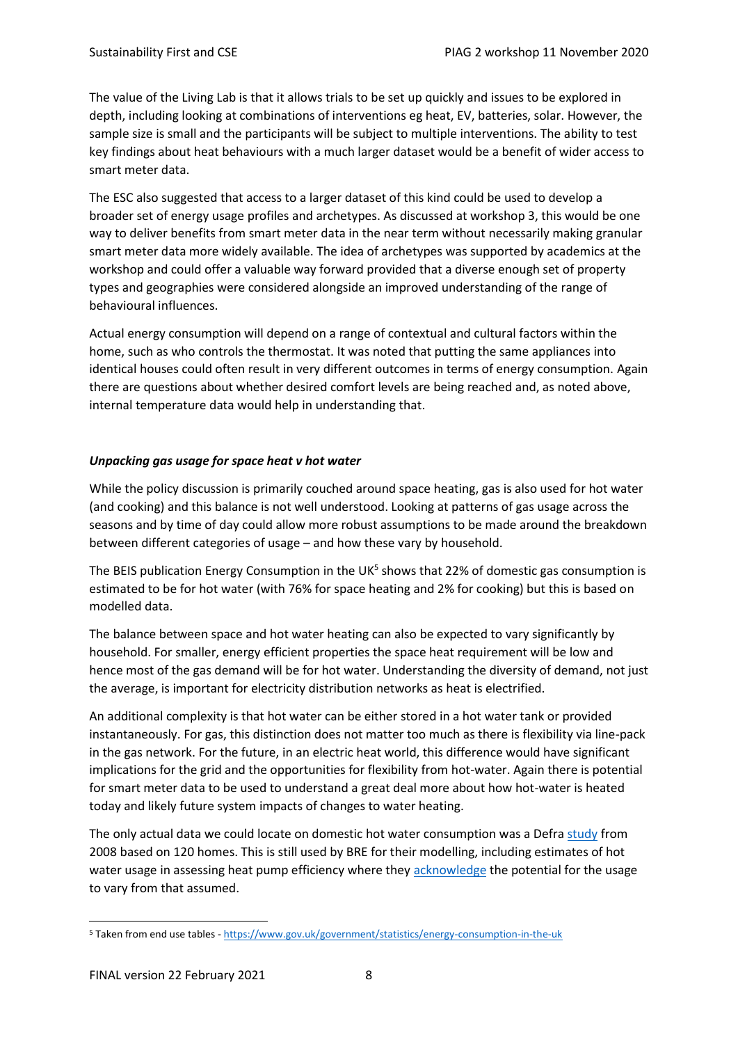The value of the Living Lab is that it allows trials to be set up quickly and issues to be explored in depth, including looking at combinations of interventions eg heat, EV, batteries, solar. However, the sample size is small and the participants will be subject to multiple interventions. The ability to test key findings about heat behaviours with a much larger dataset would be a benefit of wider access to smart meter data.

The ESC also suggested that access to a larger dataset of this kind could be used to develop a broader set of energy usage profiles and archetypes. As discussed at workshop 3, this would be one way to deliver benefits from smart meter data in the near term without necessarily making granular smart meter data more widely available. The idea of archetypes was supported by academics at the workshop and could offer a valuable way forward provided that a diverse enough set of property types and geographies were considered alongside an improved understanding of the range of behavioural influences.

Actual energy consumption will depend on a range of contextual and cultural factors within the home, such as who controls the thermostat. It was noted that putting the same appliances into identical houses could often result in very different outcomes in terms of energy consumption. Again there are questions about whether desired comfort levels are being reached and, as noted above, internal temperature data would help in understanding that.

***Unpacking gas usage for space heat v hot water***

While the policy discussion is primarily couched around space heating, gas is also used for hot water (and cooking) and this balance is not well understood. Looking at patterns of gas usage across the seasons and by time of day could allow more robust assumptions to be made around the breakdown between different categories of usage – and how these vary by household.

The BEIS publication Energy Consumption in the UK[5] shows that 22% of domestic gas consumption is estimated to be for hot water (with 76% for space heating and 2% for cooking) but this is based on modelled data.

The balance between space and hot water heating can also be expected to vary significantly by household. For smaller, energy efficient properties the space heat requirement will be low and hence most of the gas demand will be for hot water. Understanding the diversity of demand, not just the average, is important for electricity distribution networks as heat is electrified.

An additional complexity is that hot water can be either stored in a hot water tank or provided instantaneously. For gas, this distinction does not matter too much as there is flexibility via line-pack in the gas network. For the future, in an electric heat world, this difference would have significant implications for the grid and the opportunities for flexibility from hot-water. Again there is potential for smart meter data to be used to understand a great deal more about how hot-water is heated today and likely future system impacts of changes to water heating.

The only actual data we could locate on domestic hot water consumption was a Defra study from 2008 based on 120 homes. This is still used by BRE for their modelling, including estimates of hot water usage in assessing heat pump efficiency where they acknowledge the potential for the usage to vary from that assumed.

[5] Taken from end use tables - https://www.gov.uk/government/statistics/energy-consumption-in-the-uk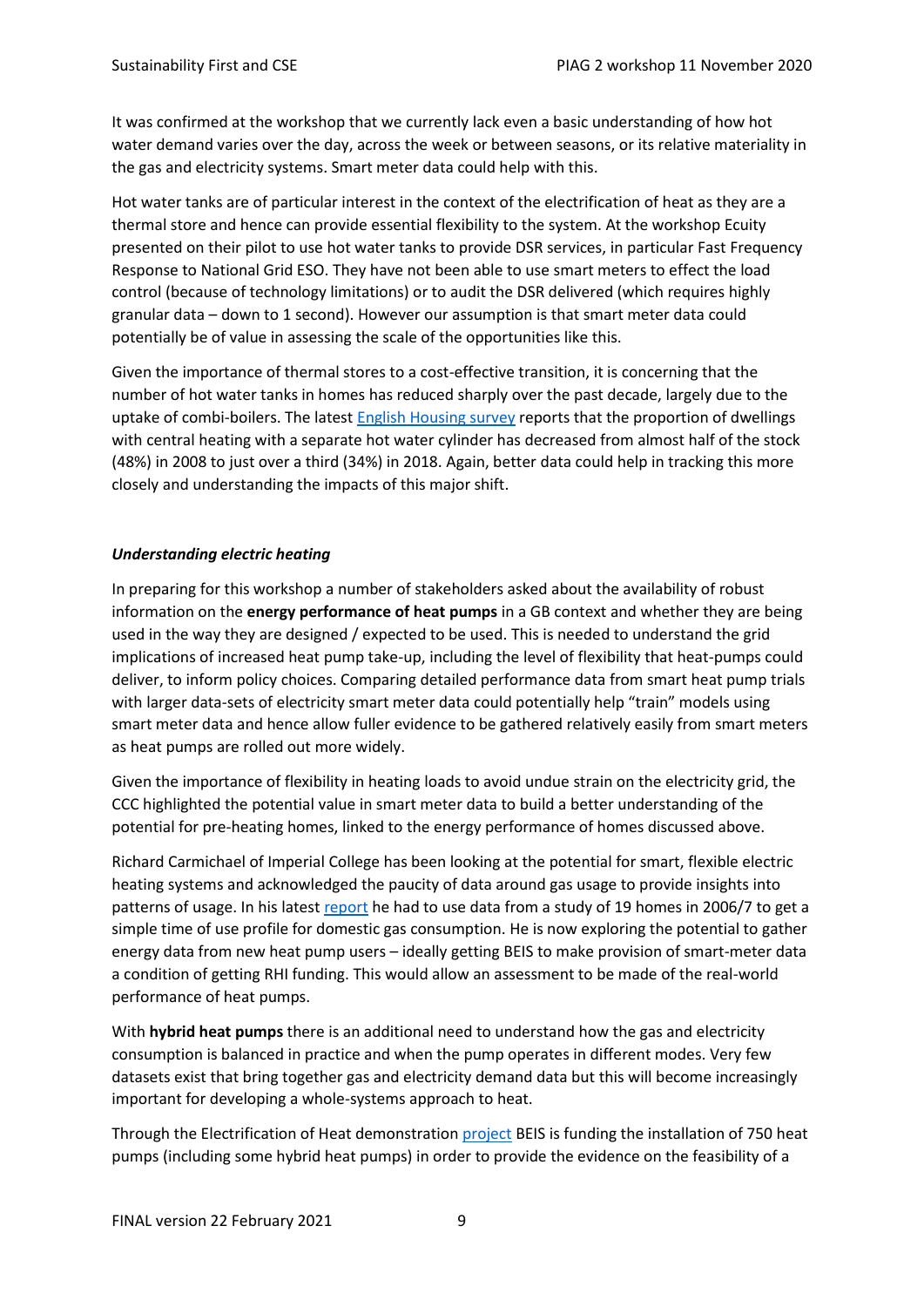It was confirmed at the workshop that we currently lack even a basic understanding of how hot water demand varies over the day, across the week or between seasons, or its relative materiality in the gas and electricity systems. Smart meter data could help with this.

Hot water tanks are of particular interest in the context of the electrification of heat as they are a thermal store and hence can provide essential flexibility to the system. At the workshop Ecuity presented on their pilot to use hot water tanks to provide DSR services, in particular Fast Frequency Response to National Grid ESO. They have not been able to use smart meters to effect the load control (because of technology limitations) or to audit the DSR delivered (which requires highly granular data – down to 1 second). However our assumption is that smart meter data could potentially be of value in assessing the scale of the opportunities like this.

Given the importance of thermal stores to a cost-effective transition, it is concerning that the number of hot water tanks in homes has reduced sharply over the past decade, largely due to the uptake of combi-boilers. The latest English Housing survey reports that the proportion of dwellings with central heating with a separate hot water cylinder has decreased from almost half of the stock (48%) in 2008 to just over a third (34%) in 2018. Again, better data could help in tracking this more closely and understanding the impacts of this major shift.

### *Understanding electric heating*

In preparing for this workshop a number of stakeholders asked about the availability of robust information on the **energy performance of heat pumps** in a GB context and whether they are being used in the way they are designed / expected to be used. This is needed to understand the grid implications of increased heat pump take-up, including the level of flexibility that heat-pumps could deliver, to inform policy choices. Comparing detailed performance data from smart heat pump trials with larger data-sets of electricity smart meter data could potentially help "train" models using smart meter data and hence allow fuller evidence to be gathered relatively easily from smart meters as heat pumps are rolled out more widely.

Given the importance of flexibility in heating loads to avoid undue strain on the electricity grid, the CCC highlighted the potential value in smart meter data to build a better understanding of the potential for pre-heating homes, linked to the energy performance of homes discussed above.

Richard Carmichael of Imperial College has been looking at the potential for smart, flexible electric heating systems and acknowledged the paucity of data around gas usage to provide insights into patterns of usage. In his latest report he had to use data from a study of 19 homes in 2006/7 to get a simple time of use profile for domestic gas consumption. He is now exploring the potential to gather energy data from new heat pump users – ideally getting BEIS to make provision of smart-meter data a condition of getting RHI funding. This would allow an assessment to be made of the real-world performance of heat pumps.

With **hybrid heat pumps** there is an additional need to understand how the gas and electricity consumption is balanced in practice and when the pump operates in different modes. Very few datasets exist that bring together gas and electricity demand data but this will become increasingly important for developing a whole-systems approach to heat.

Through the Electrification of Heat demonstration project BEIS is funding the installation of 750 heat pumps (including some hybrid heat pumps) in order to provide the evidence on the feasibility of a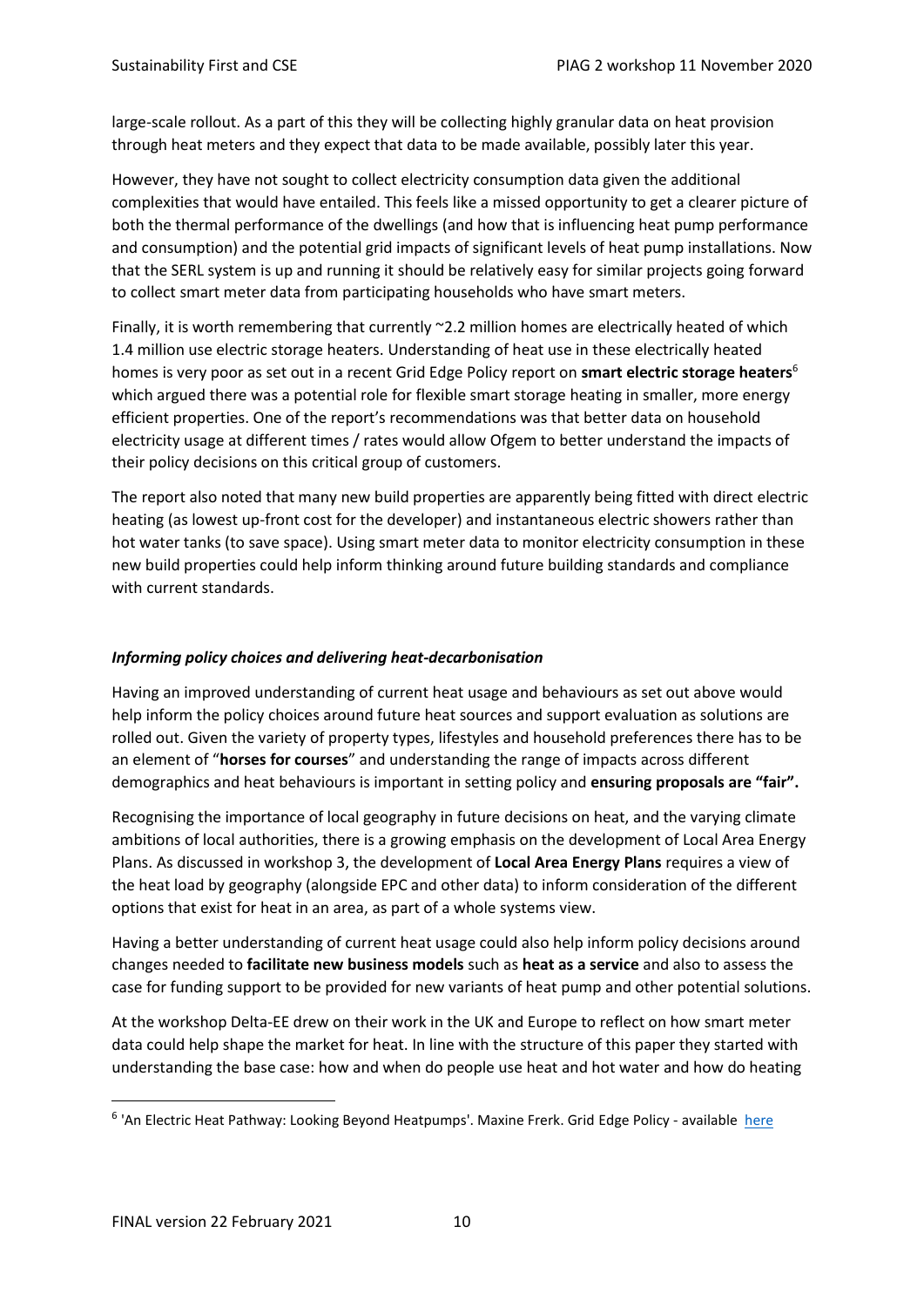large-scale rollout. As a part of this they will be collecting highly granular data on heat provision through heat meters and they expect that data to be made available, possibly later this year.

However, they have not sought to collect electricity consumption data given the additional complexities that would have entailed. This feels like a missed opportunity to get a clearer picture of both the thermal performance of the dwellings (and how that is influencing heat pump performance and consumption) and the potential grid impacts of significant levels of heat pump installations. Now that the SERL system is up and running it should be relatively easy for similar projects going forward to collect smart meter data from participating households who have smart meters.

Finally, it is worth remembering that currently ~2.2 million homes are electrically heated of which 1.4 million use electric storage heaters. Understanding of heat use in these electrically heated homes is very poor as set out in a recent Grid Edge Policy report on **smart electric storage heaters**[6] which argued there was a potential role for flexible smart storage heating in smaller, more energy efficient properties. One of the report's recommendations was that better data on household electricity usage at different times / rates would allow Ofgem to better understand the impacts of their policy decisions on this critical group of customers.

The report also noted that many new build properties are apparently being fitted with direct electric heating (as lowest up-front cost for the developer) and instantaneous electric showers rather than hot water tanks (to save space). Using smart meter data to monitor electricity consumption in these new build properties could help inform thinking around future building standards and compliance with current standards.

### *Informing policy choices and delivering heat-decarbonisation*

Having an improved understanding of current heat usage and behaviours as set out above would help inform the policy choices around future heat sources and support evaluation as solutions are rolled out. Given the variety of property types, lifestyles and household preferences there has to be an element of "**horses for courses**" and understanding the range of impacts across different demographics and heat behaviours is important in setting policy and **ensuring proposals are "fair".**

Recognising the importance of local geography in future decisions on heat, and the varying climate ambitions of local authorities, there is a growing emphasis on the development of Local Area Energy Plans. As discussed in workshop 3, the development of **Local Area Energy Plans** requires a view of the heat load by geography (alongside EPC and other data) to inform consideration of the different options that exist for heat in an area, as part of a whole systems view.

Having a better understanding of current heat usage could also help inform policy decisions around changes needed to **facilitate new business models** such as **heat as a service** and also to assess the case for funding support to be provided for new variants of heat pump and other potential solutions.

At the workshop Delta-EE drew on their work in the UK and Europe to reflect on how smart meter data could help shape the market for heat. In line with the structure of this paper they started with understanding the base case: how and when do people use heat and hot water and how do heating

---

[6] 'An Electric Heat Pathway: Looking Beyond Heatpumps'. Maxine Frerk. Grid Edge Policy - available here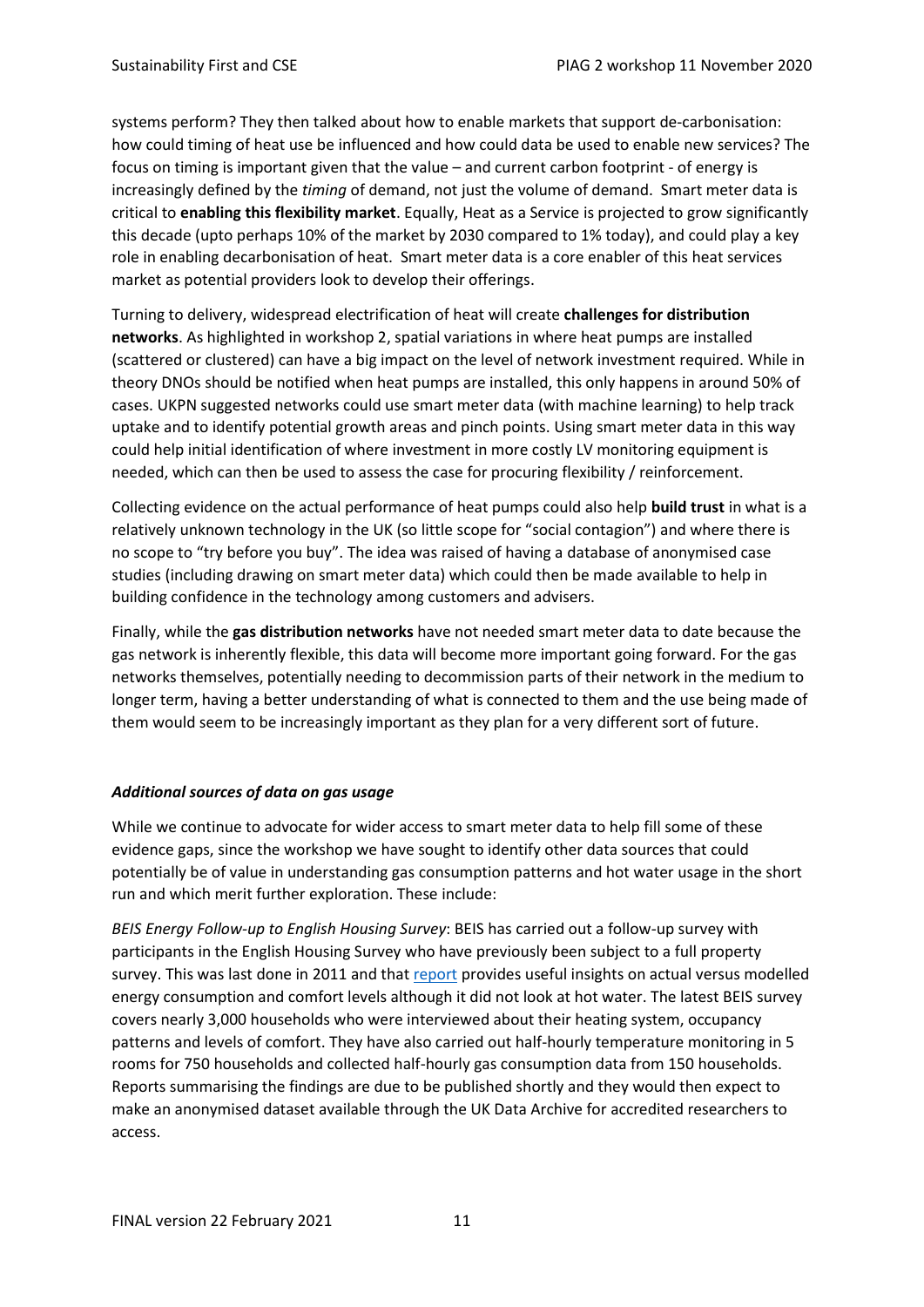systems perform? They then talked about how to enable markets that support de-carbonisation: how could timing of heat use be influenced and how could data be used to enable new services? The focus on timing is important given that the value – and current carbon footprint - of energy is increasingly defined by the *timing* of demand, not just the volume of demand. Smart meter data is critical to **enabling this flexibility market**. Equally, Heat as a Service is projected to grow significantly this decade (upto perhaps 10% of the market by 2030 compared to 1% today), and could play a key role in enabling decarbonisation of heat. Smart meter data is a core enabler of this heat services market as potential providers look to develop their offerings.

Turning to delivery, widespread electrification of heat will create **challenges for distribution networks**. As highlighted in workshop 2, spatial variations in where heat pumps are installed (scattered or clustered) can have a big impact on the level of network investment required. While in theory DNOs should be notified when heat pumps are installed, this only happens in around 50% of cases. UKPN suggested networks could use smart meter data (with machine learning) to help track uptake and to identify potential growth areas and pinch points. Using smart meter data in this way could help initial identification of where investment in more costly LV monitoring equipment is needed, which can then be used to assess the case for procuring flexibility / reinforcement.

Collecting evidence on the actual performance of heat pumps could also help **build trust** in what is a relatively unknown technology in the UK (so little scope for "social contagion") and where there is no scope to "try before you buy". The idea was raised of having a database of anonymised case studies (including drawing on smart meter data) which could then be made available to help in building confidence in the technology among customers and advisers.

Finally, while the **gas distribution networks** have not needed smart meter data to date because the gas network is inherently flexible, this data will become more important going forward. For the gas networks themselves, potentially needing to decommission parts of their network in the medium to longer term, having a better understanding of what is connected to them and the use being made of them would seem to be increasingly important as they plan for a very different sort of future.

### *Additional sources of data on gas usage*

While we continue to advocate for wider access to smart meter data to help fill some of these evidence gaps, since the workshop we have sought to identify other data sources that could potentially be of value in understanding gas consumption patterns and hot water usage in the short run and which merit further exploration. These include:

*BEIS Energy Follow-up to English Housing Survey*: BEIS has carried out a follow-up survey with participants in the English Housing Survey who have previously been subject to a full property survey. This was last done in 2011 and that report provides useful insights on actual versus modelled energy consumption and comfort levels although it did not look at hot water. The latest BEIS survey covers nearly 3,000 households who were interviewed about their heating system, occupancy patterns and levels of comfort. They have also carried out half-hourly temperature monitoring in 5 rooms for 750 households and collected half-hourly gas consumption data from 150 households. Reports summarising the findings are due to be published shortly and they would then expect to make an anonymised dataset available through the UK Data Archive for accredited researchers to access.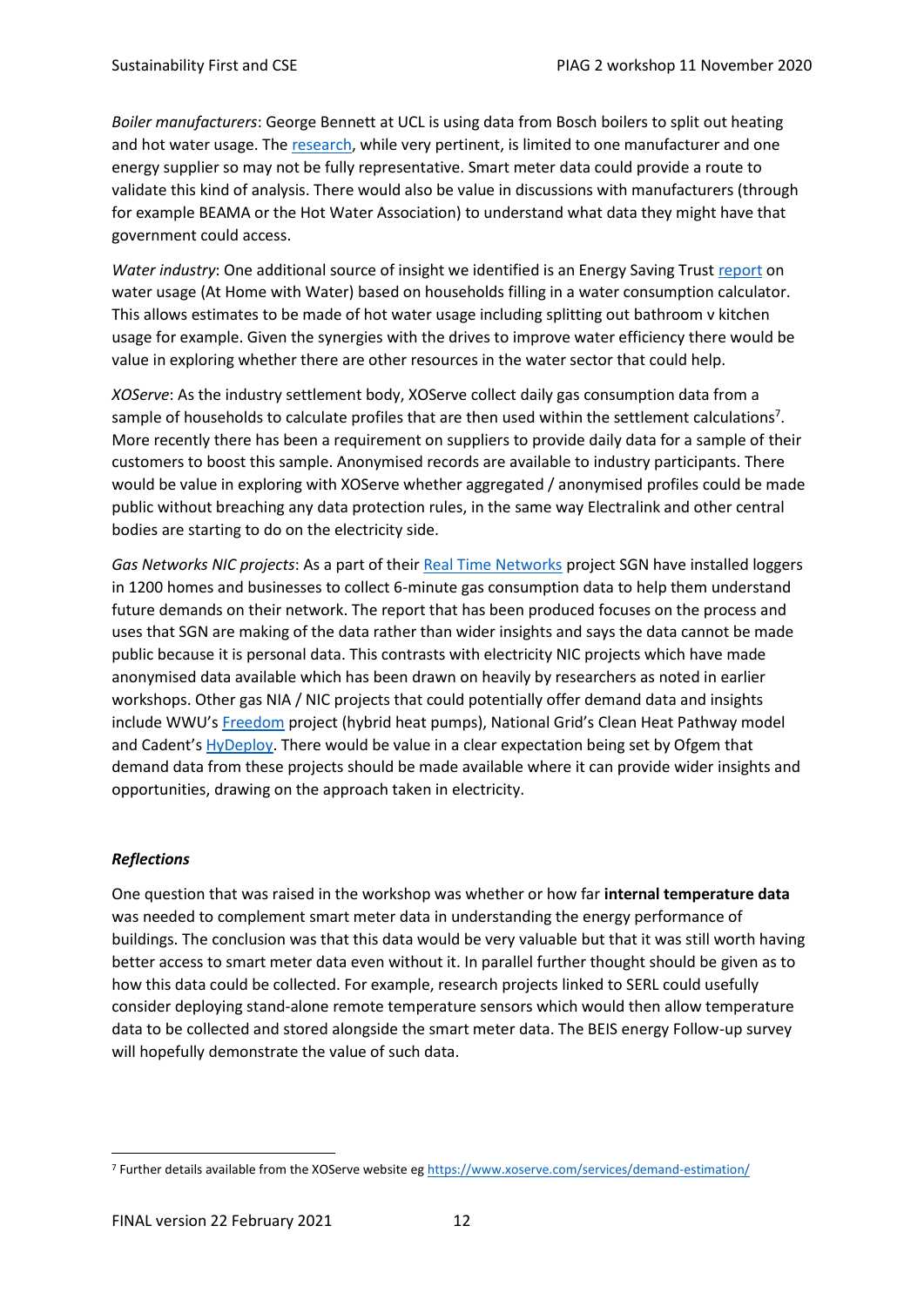*Boiler manufacturers*: George Bennett at UCL is using data from Bosch boilers to split out heating and hot water usage. The research, while very pertinent, is limited to one manufacturer and one energy supplier so may not be fully representative. Smart meter data could provide a route to validate this kind of analysis. There would also be value in discussions with manufacturers (through for example BEAMA or the Hot Water Association) to understand what data they might have that government could access.

*Water industry*: One additional source of insight we identified is an Energy Saving Trust report on water usage (At Home with Water) based on households filling in a water consumption calculator. This allows estimates to be made of hot water usage including splitting out bathroom v kitchen usage for example. Given the synergies with the drives to improve water efficiency there would be value in exploring whether there are other resources in the water sector that could help.

*XOServe*: As the industry settlement body, XOServe collect daily gas consumption data from a sample of households to calculate profiles that are then used within the settlement calculations[7]. More recently there has been a requirement on suppliers to provide daily data for a sample of their customers to boost this sample. Anonymised records are available to industry participants. There would be value in exploring with XOServe whether aggregated / anonymised profiles could be made public without breaching any data protection rules, in the same way Electralink and other central bodies are starting to do on the electricity side.

*Gas Networks NIC projects*: As a part of their Real Time Networks project SGN have installed loggers in 1200 homes and businesses to collect 6-minute gas consumption data to help them understand future demands on their network. The report that has been produced focuses on the process and uses that SGN are making of the data rather than wider insights and says the data cannot be made public because it is personal data. This contrasts with electricity NIC projects which have made anonymised data available which has been drawn on heavily by researchers as noted in earlier workshops. Other gas NIA / NIC projects that could potentially offer demand data and insights include WWU's Freedom project (hybrid heat pumps), National Grid's Clean Heat Pathway model and Cadent's HyDeploy. There would be value in a clear expectation being set by Ofgem that demand data from these projects should be made available where it can provide wider insights and opportunities, drawing on the approach taken in electricity.

***Reflections***

One question that was raised in the workshop was whether or how far **internal temperature data** was needed to complement smart meter data in understanding the energy performance of buildings. The conclusion was that this data would be very valuable but that it was still worth having better access to smart meter data even without it. In parallel further thought should be given as to how this data could be collected. For example, research projects linked to SERL could usefully consider deploying stand-alone remote temperature sensors which would then allow temperature data to be collected and stored alongside the smart meter data. The BEIS energy Follow-up survey will hopefully demonstrate the value of such data.

[7] Further details available from the XOServe website eg https://www.xoserve.com/services/demand-estimation/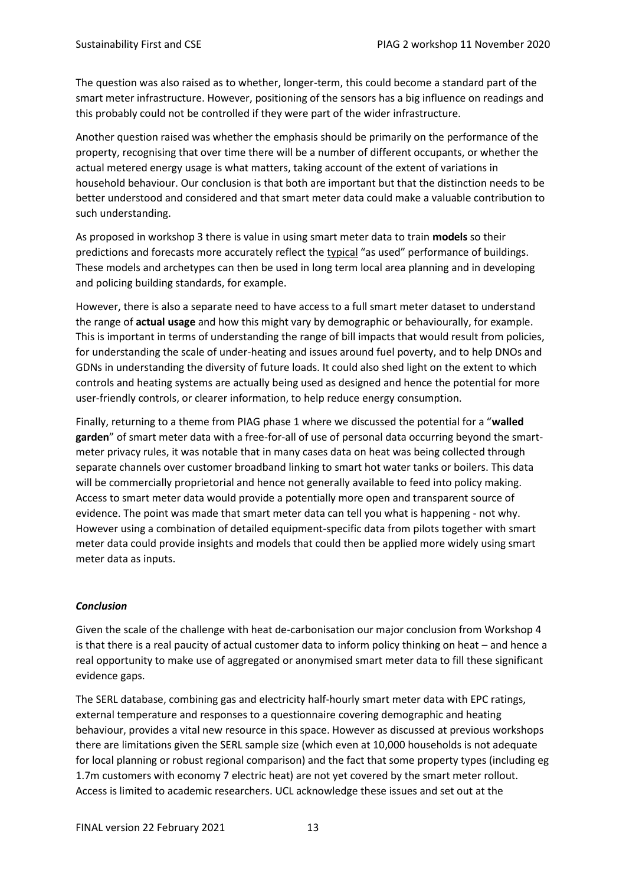The question was also raised as to whether, longer-term, this could become a standard part of the smart meter infrastructure. However, positioning of the sensors has a big influence on readings and this probably could not be controlled if they were part of the wider infrastructure.

Another question raised was whether the emphasis should be primarily on the performance of the property, recognising that over time there will be a number of different occupants, or whether the actual metered energy usage is what matters, taking account of the extent of variations in household behaviour. Our conclusion is that both are important but that the distinction needs to be better understood and considered and that smart meter data could make a valuable contribution to such understanding.

As proposed in workshop 3 there is value in using smart meter data to train **models** so their predictions and forecasts more accurately reflect the typical "as used" performance of buildings. These models and archetypes can then be used in long term local area planning and in developing and policing building standards, for example.

However, there is also a separate need to have access to a full smart meter dataset to understand the range of **actual usage** and how this might vary by demographic or behaviourally, for example. This is important in terms of understanding the range of bill impacts that would result from policies, for understanding the scale of under-heating and issues around fuel poverty, and to help DNOs and GDNs in understanding the diversity of future loads. It could also shed light on the extent to which controls and heating systems are actually being used as designed and hence the potential for more user-friendly controls, or clearer information, to help reduce energy consumption.

Finally, returning to a theme from PIAG phase 1 where we discussed the potential for a "**walled garden**" of smart meter data with a free-for-all of use of personal data occurring beyond the smart-meter privacy rules, it was notable that in many cases data on heat was being collected through separate channels over customer broadband linking to smart hot water tanks or boilers. This data will be commercially proprietorial and hence not generally available to feed into policy making. Access to smart meter data would provide a potentially more open and transparent source of evidence. The point was made that smart meter data can tell you what is happening - not why. However using a combination of detailed equipment-specific data from pilots together with smart meter data could provide insights and models that could then be applied more widely using smart meter data as inputs.

***Conclusion***

Given the scale of the challenge with heat de-carbonisation our major conclusion from Workshop 4 is that there is a real paucity of actual customer data to inform policy thinking on heat – and hence a real opportunity to make use of aggregated or anonymised smart meter data to fill these significant evidence gaps.

The SERL database, combining gas and electricity half-hourly smart meter data with EPC ratings, external temperature and responses to a questionnaire covering demographic and heating behaviour, provides a vital new resource in this space. However as discussed at previous workshops there are limitations given the SERL sample size (which even at 10,000 households is not adequate for local planning or robust regional comparison) and the fact that some property types (including eg 1.7m customers with economy 7 electric heat) are not yet covered by the smart meter rollout. Access is limited to academic researchers. UCL acknowledge these issues and set out at the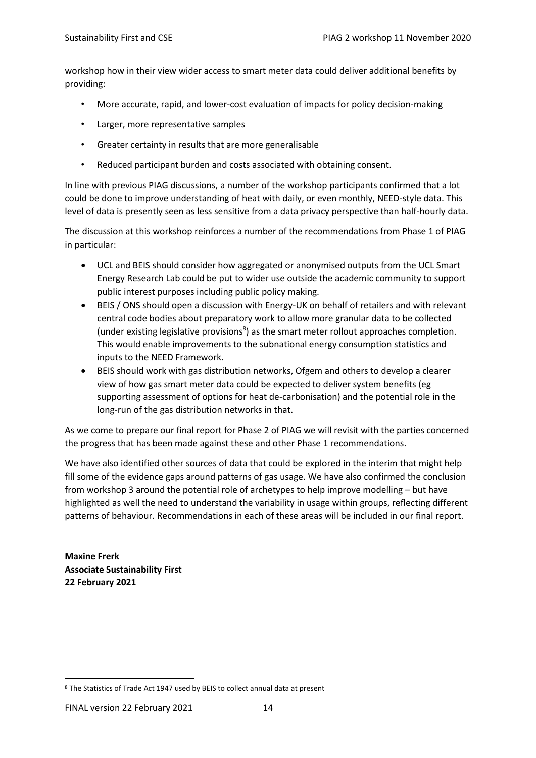workshop how in their view wider access to smart meter data could deliver additional benefits by providing:

- More accurate, rapid, and lower-cost evaluation of impacts for policy decision-making
- Larger, more representative samples
- Greater certainty in results that are more generalisable
- Reduced participant burden and costs associated with obtaining consent.

In line with previous PIAG discussions, a number of the workshop participants confirmed that a lot could be done to improve understanding of heat with daily, or even monthly, NEED-style data. This level of data is presently seen as less sensitive from a data privacy perspective than half-hourly data.

The discussion at this workshop reinforces a number of the recommendations from Phase 1 of PIAG in particular:

- UCL and BEIS should consider how aggregated or anonymised outputs from the UCL Smart Energy Research Lab could be put to wider use outside the academic community to support public interest purposes including public policy making.
- BEIS / ONS should open a discussion with Energy-UK on behalf of retailers and with relevant central code bodies about preparatory work to allow more granular data to be collected (under existing legislative provisions[8]) as the smart meter rollout approaches completion. This would enable improvements to the subnational energy consumption statistics and inputs to the NEED Framework.
- BEIS should work with gas distribution networks, Ofgem and others to develop a clearer view of how gas smart meter data could be expected to deliver system benefits (eg supporting assessment of options for heat de-carbonisation) and the potential role in the long-run of the gas distribution networks in that.

As we come to prepare our final report for Phase 2 of PIAG we will revisit with the parties concerned the progress that has been made against these and other Phase 1 recommendations.

We have also identified other sources of data that could be explored in the interim that might help fill some of the evidence gaps around patterns of gas usage. We have also confirmed the conclusion from workshop 3 around the potential role of archetypes to help improve modelling – but have highlighted as well the need to understand the variability in usage within groups, reflecting different patterns of behaviour. Recommendations in each of these areas will be included in our final report.

**Maxine Frerk**
**Associate Sustainability First**
**22 February 2021**

[8] The Statistics of Trade Act 1947 used by BEIS to collect annual data at present